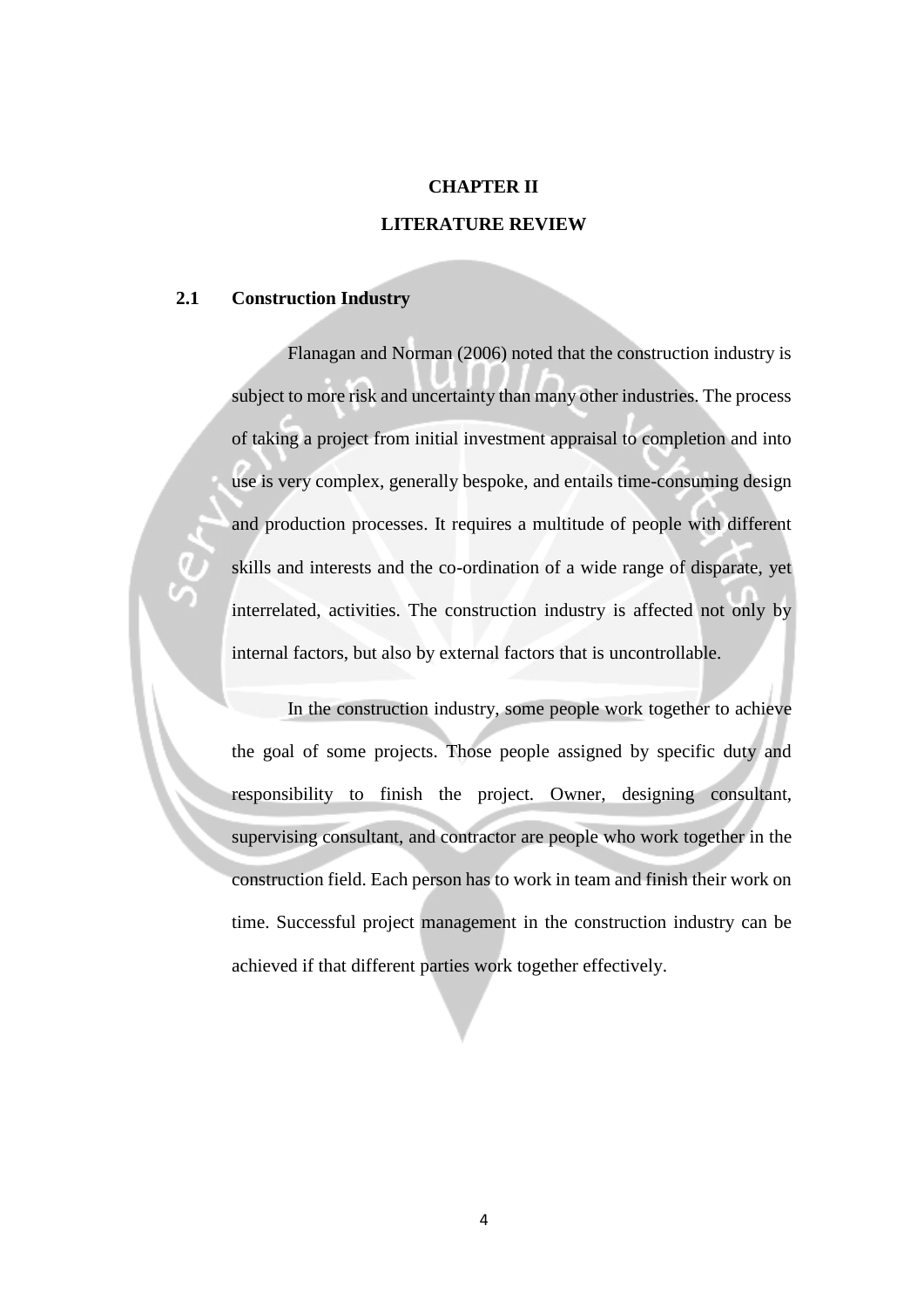# CHAPTER II

# LITERATURE REVIEW

## 2.1 Construction Industry

Flanagan and Norman (2006) noted that the construction industry is subject to more risk and uncertainty than many other industries. The process of taking a project from initial investment appraisal to completion and into use is very complex, generally bespoke, and entails time-consuming design and production processes. It requires a multitude of people with different skills and interests and the co-ordination of a wide range of disparate, yet interrelated, activities. The construction industry is affected not only by internal factors, but also by external factors that is uncontrollable.

In the construction industry, some people work together to achieve the goal of some projects. Those people assigned by specific duty and responsibility to finish the project. Owner, designing consultant, supervising consultant, and contractor are people who work together in the construction field. Each person has to work in team and finish their work on time. Successful project management in the construction industry can be achieved if that different parties work together effectively.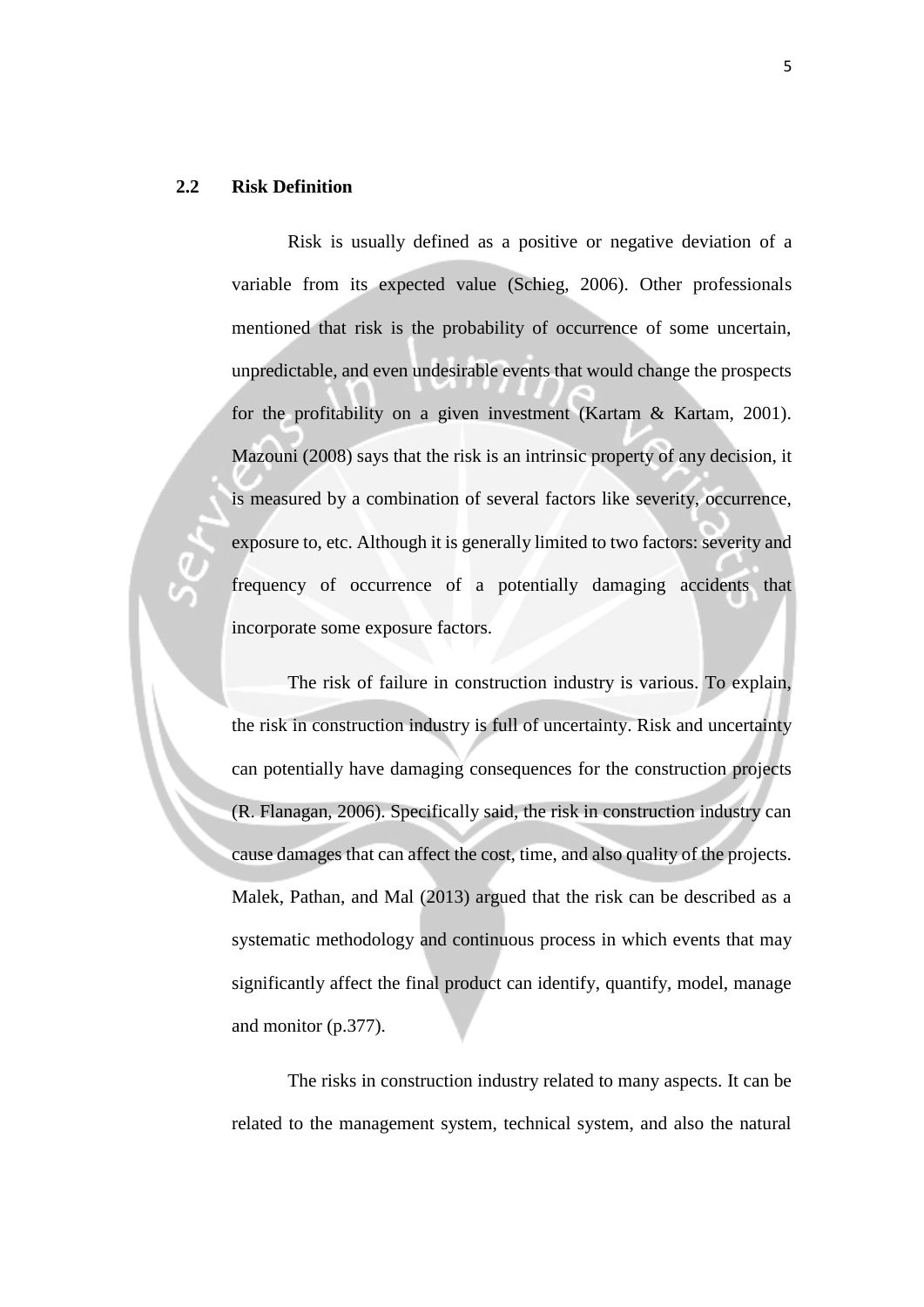## 2.2 Risk Definition

Risk is usually defined as a positive or negative deviation of a variable from its expected value (Schieg, 2006). Other professionals mentioned that risk is the probability of occurrence of some uncertain, unpredictable, and even undesirable events that would change the prospects for the profitability on a given investment (Kartam & Kartam, 2001). Mazouni (2008) says that the risk is an intrinsic property of any decision, it is measured by a combination of several factors like severity, occurrence, exposure to, etc. Although it is generally limited to two factors: severity and frequency of occurrence of a potentially damaging accidents that incorporate some exposure factors.

The risk of failure in construction industry is various. To explain, the risk in construction industry is full of uncertainty. Risk and uncertainty can potentially have damaging consequences for the construction projects (R. Flanagan, 2006). Specifically said, the risk in construction industry can cause damages that can affect the cost, time, and also quality of the projects. Malek, Pathan, and Mal (2013) argued that the risk can be described as a systematic methodology and continuous process in which events that may significantly affect the final product can identify, quantify, model, manage and monitor (p.377).

The risks in construction industry related to many aspects. It can be related to the management system, technical system, and also the natural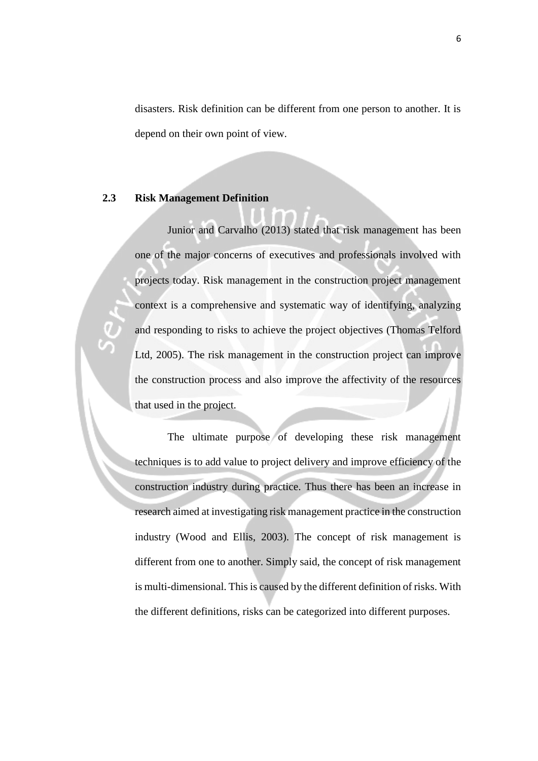disasters. Risk definition can be different from one person to another. It is depend on their own point of view.

## 2.3 Risk Management Definition

Junior and Carvalho (2013) stated that risk management has been one of the major concerns of executives and professionals involved with projects today. Risk management in the construction project management context is a comprehensive and systematic way of identifying, analyzing and responding to risks to achieve the project objectives (Thomas Telford Ltd, 2005). The risk management in the construction project can improve the construction process and also improve the affectivity of the resources that used in the project.

The ultimate purpose of developing these risk management techniques is to add value to project delivery and improve efficiency of the construction industry during practice. Thus there has been an increase in research aimed at investigating risk management practice in the construction industry (Wood and Ellis, 2003). The concept of risk management is different from one to another. Simply said, the concept of risk management is multi-dimensional. This is caused by the different definition of risks. With the different definitions, risks can be categorized into different purposes.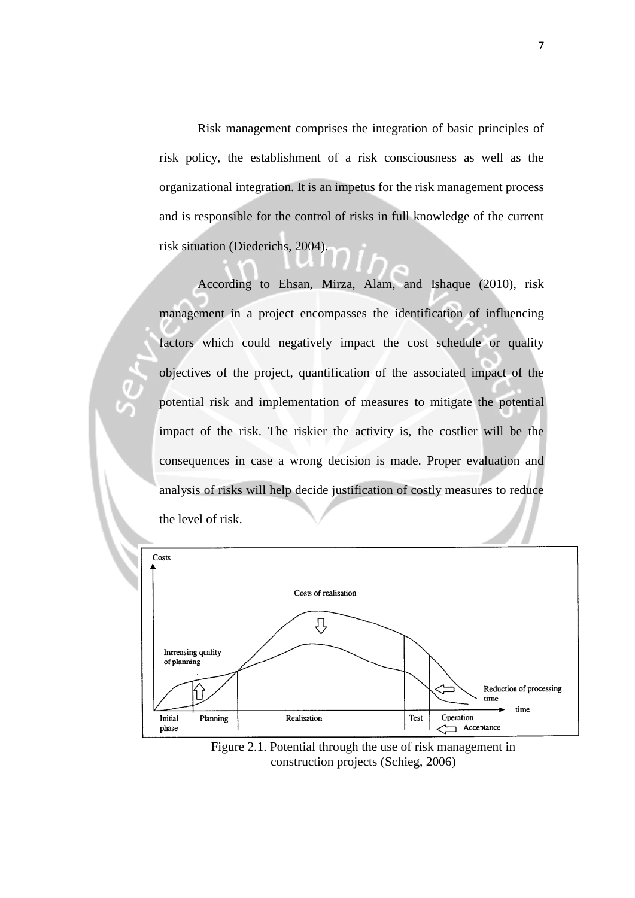Risk management comprises the integration of basic principles of risk policy, the establishment of a risk consciousness as well as the organizational integration. It is an impetus for the risk management process and is responsible for the control of risks in full knowledge of the current risk situation (Diederichs, 2004).

According to Ehsan, Mirza, Alam, and Ishaque (2010), risk management in a project encompasses the identification of influencing factors which could negatively impact the cost schedule or quality objectives of the project, quantification of the associated impact of the potential risk and implementation of measures to mitigate the potential impact of the risk. The riskier the activity is, the costlier will be the consequences in case a wrong decision is made. Proper evaluation and analysis of risks will help decide justification of costly measures to reduce the level of risk.

Figure 2.1. Potential through the use of risk management in construction projects (Schieg, 2006)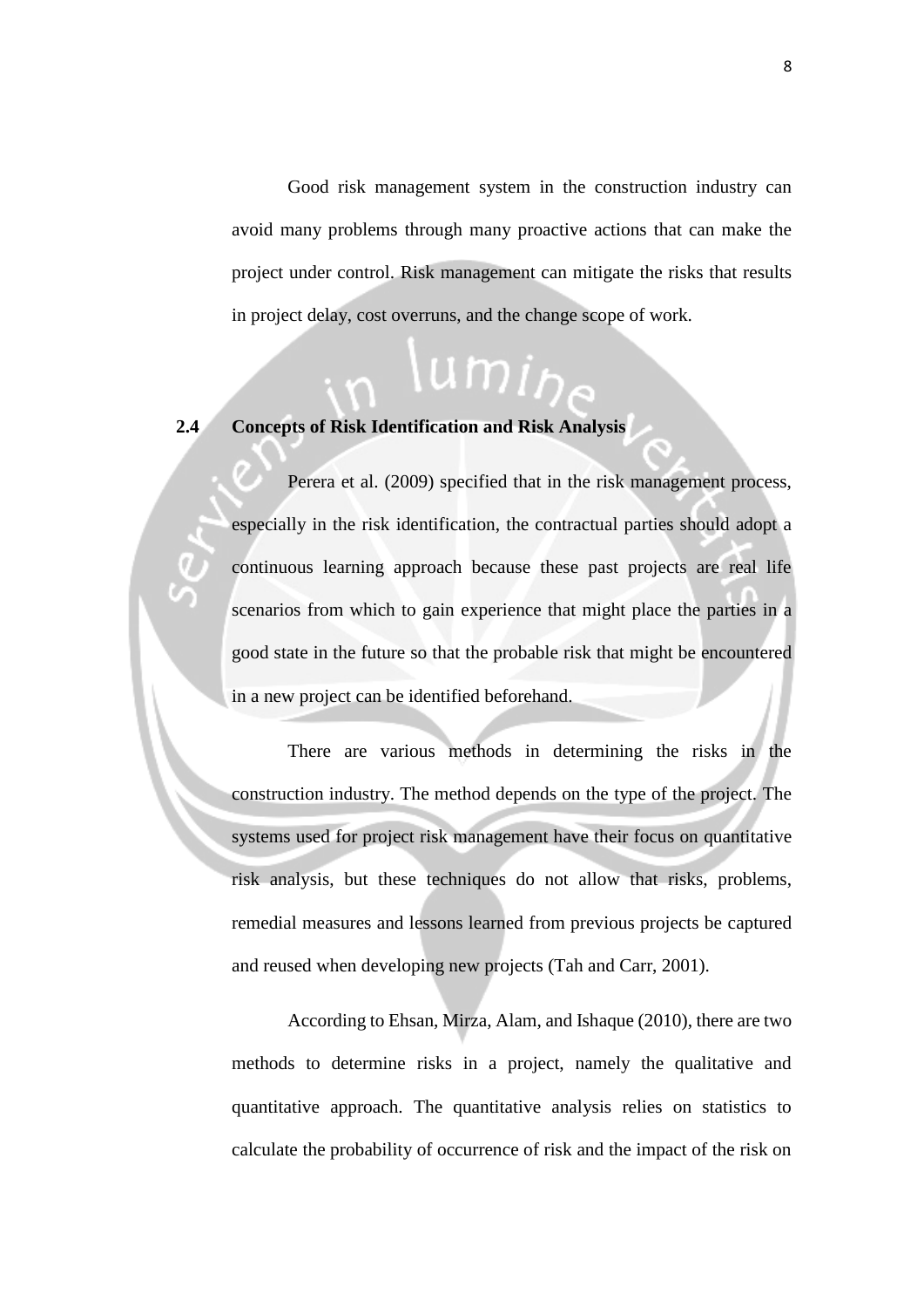Good risk management system in the construction industry can avoid many problems through many proactive actions that can make the project under control. Risk management can mitigate the risks that results in project delay, cost overruns, and the change scope of work.

## 2.4 Concepts of Risk Identification and Risk Analysis

Perera et al. (2009) specified that in the risk management process, especially in the risk identification, the contractual parties should adopt a continuous learning approach because these past projects are real life scenarios from which to gain experience that might place the parties in a good state in the future so that the probable risk that might be encountered in a new project can be identified beforehand.

There are various methods in determining the risks in the construction industry. The method depends on the type of the project. The systems used for project risk management have their focus on quantitative risk analysis, but these techniques do not allow that risks, problems, remedial measures and lessons learned from previous projects be captured and reused when developing new projects (Tah and Carr, 2001).

According to Ehsan, Mirza, Alam, and Ishaque (2010), there are two methods to determine risks in a project, namely the qualitative and quantitative approach. The quantitative analysis relies on statistics to calculate the probability of occurrence of risk and the impact of the risk on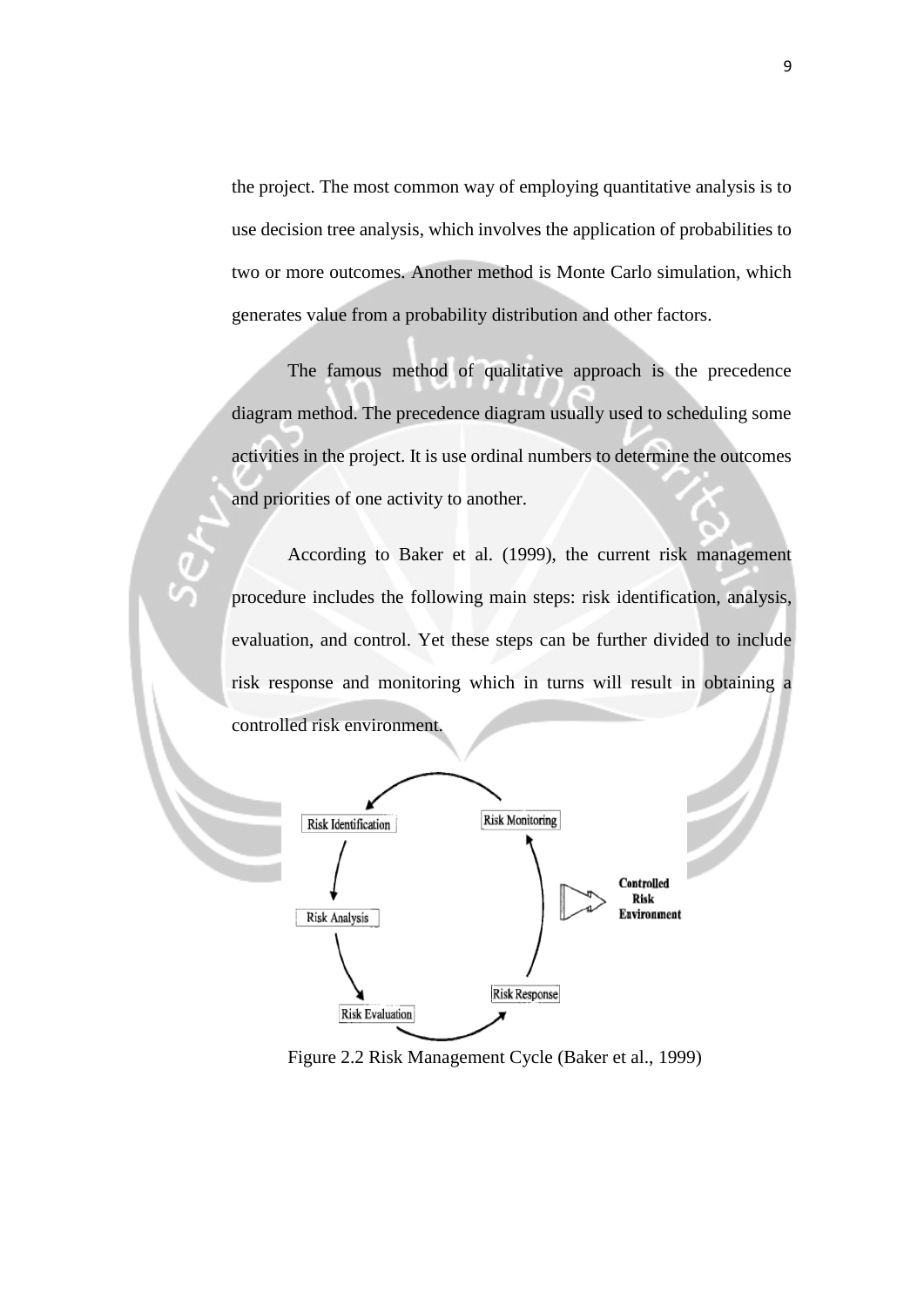the project. The most common way of employing quantitative analysis is to use decision tree analysis, which involves the application of probabilities to two or more outcomes. Another method is Monte Carlo simulation, which generates value from a probability distribution and other factors.

The famous method of qualitative approach is the precedence diagram method. The precedence diagram usually used to scheduling some activities in the project. It is use ordinal numbers to determine the outcomes and priorities of one activity to another.

According to Baker et al. (1999), the current risk management procedure includes the following main steps: risk identification, analysis, evaluation, and control. Yet these steps can be further divided to include risk response and monitoring which in turns will result in obtaining a controlled risk environment.

Figure 2.2 Risk Management Cycle (Baker et al., 1999)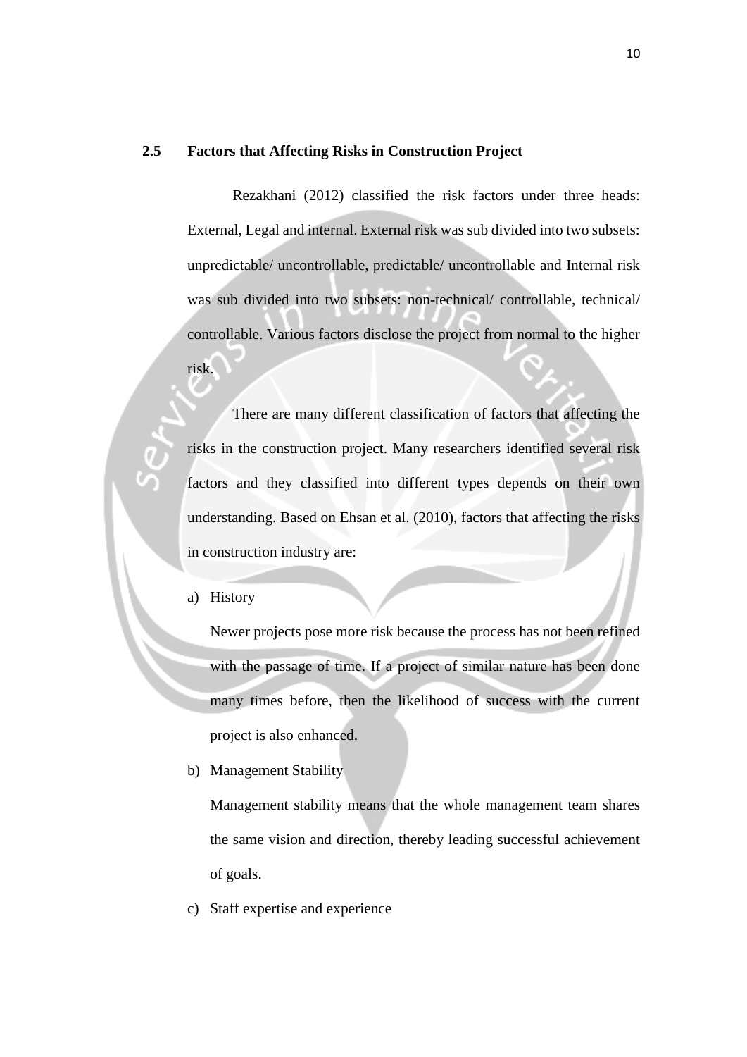## 2.5 Factors that Affecting Risks in Construction Project

Rezakhani (2012) classified the risk factors under three heads: External, Legal and internal. External risk was sub divided into two subsets: unpredictable/ uncontrollable, predictable/ uncontrollable and Internal risk was sub divided into two subsets: non-technical/ controllable, technical/ controllable. Various factors disclose the project from normal to the higher risk.

There are many different classification of factors that affecting the risks in the construction project. Many researchers identified several risk factors and they classified into different types depends on their own understanding. Based on Ehsan et al. (2010), factors that affecting the risks in construction industry are:

a) History

   Newer projects pose more risk because the process has not been refined with the passage of time. If a project of similar nature has been done many times before, then the likelihood of success with the current project is also enhanced.

b) Management Stability

   Management stability means that the whole management team shares the same vision and direction, thereby leading successful achievement of goals.

c) Staff expertise and experience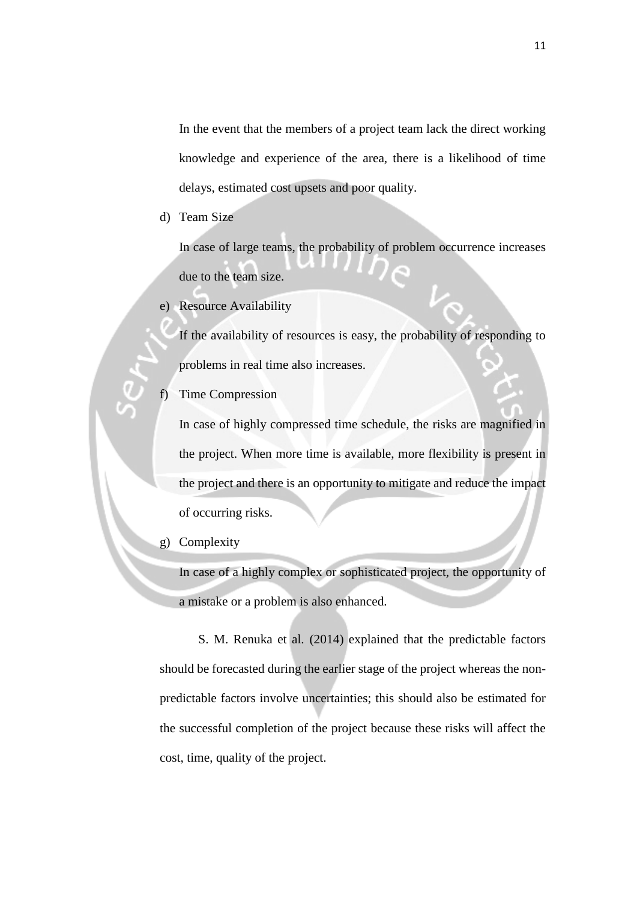In the event that the members of a project team lack the direct working knowledge and experience of the area, there is a likelihood of time delays, estimated cost upsets and poor quality.

d) Team Size

   In case of large teams, the probability of problem occurrence increases due to the team size.

e) Resource Availability

   If the availability of resources is easy, the probability of responding to problems in real time also increases.

f) Time Compression

   In case of highly compressed time schedule, the risks are magnified in the project. When more time is available, more flexibility is present in the project and there is an opportunity to mitigate and reduce the impact of occurring risks.

g) Complexity

   In case of a highly complex or sophisticated project, the opportunity of a mistake or a problem is also enhanced.

S. M. Renuka et al. (2014) explained that the predictable factors should be forecasted during the earlier stage of the project whereas the non-predictable factors involve uncertainties; this should also be estimated for the successful completion of the project because these risks will affect the cost, time, quality of the project.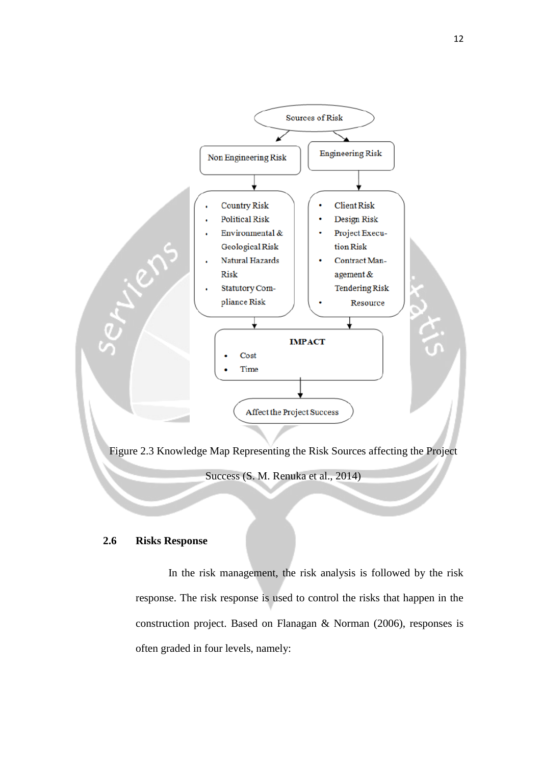Sources of Risk

- Non Engineering Risk
  - Country Risk
  - Political Risk
  - Environmental & Geological Risk
  - Natural Hazards Risk
  - Statutory Compliance Risk
- Engineering Risk
  - Client Risk
  - Design Risk
  - Project Execution Risk
  - Contract Management & Tendering Risk
  - Resource

**IMPACT**

- Cost
- Time

Affect the Project Success

Figure 2.3 Knowledge Map Representing the Risk Sources affecting the Project Success (S. M. Renuka et al., 2014)

## 2.6 Risks Response

In the risk management, the risk analysis is followed by the risk response. The risk response is used to control the risks that happen in the construction project. Based on Flanagan & Norman (2006), responses is often graded in four levels, namely: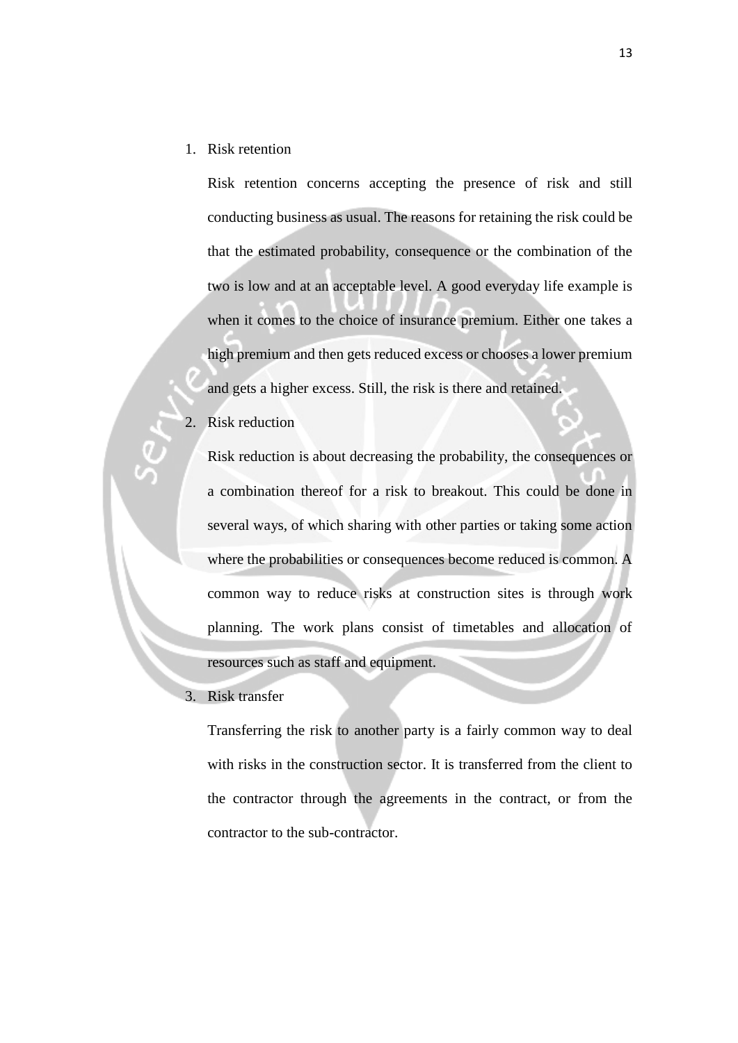1. Risk retention

   Risk retention concerns accepting the presence of risk and still conducting business as usual. The reasons for retaining the risk could be that the estimated probability, consequence or the combination of the two is low and at an acceptable level. A good everyday life example is when it comes to the choice of insurance premium. Either one takes a high premium and then gets reduced excess or chooses a lower premium and gets a higher excess. Still, the risk is there and retained.

2. Risk reduction

   Risk reduction is about decreasing the probability, the consequences or a combination thereof for a risk to breakout. This could be done in several ways, of which sharing with other parties or taking some action where the probabilities or consequences become reduced is common. A common way to reduce risks at construction sites is through work planning. The work plans consist of timetables and allocation of resources such as staff and equipment.

3. Risk transfer

   Transferring the risk to another party is a fairly common way to deal with risks in the construction sector. It is transferred from the client to the contractor through the agreements in the contract, or from the contractor to the sub-contractor.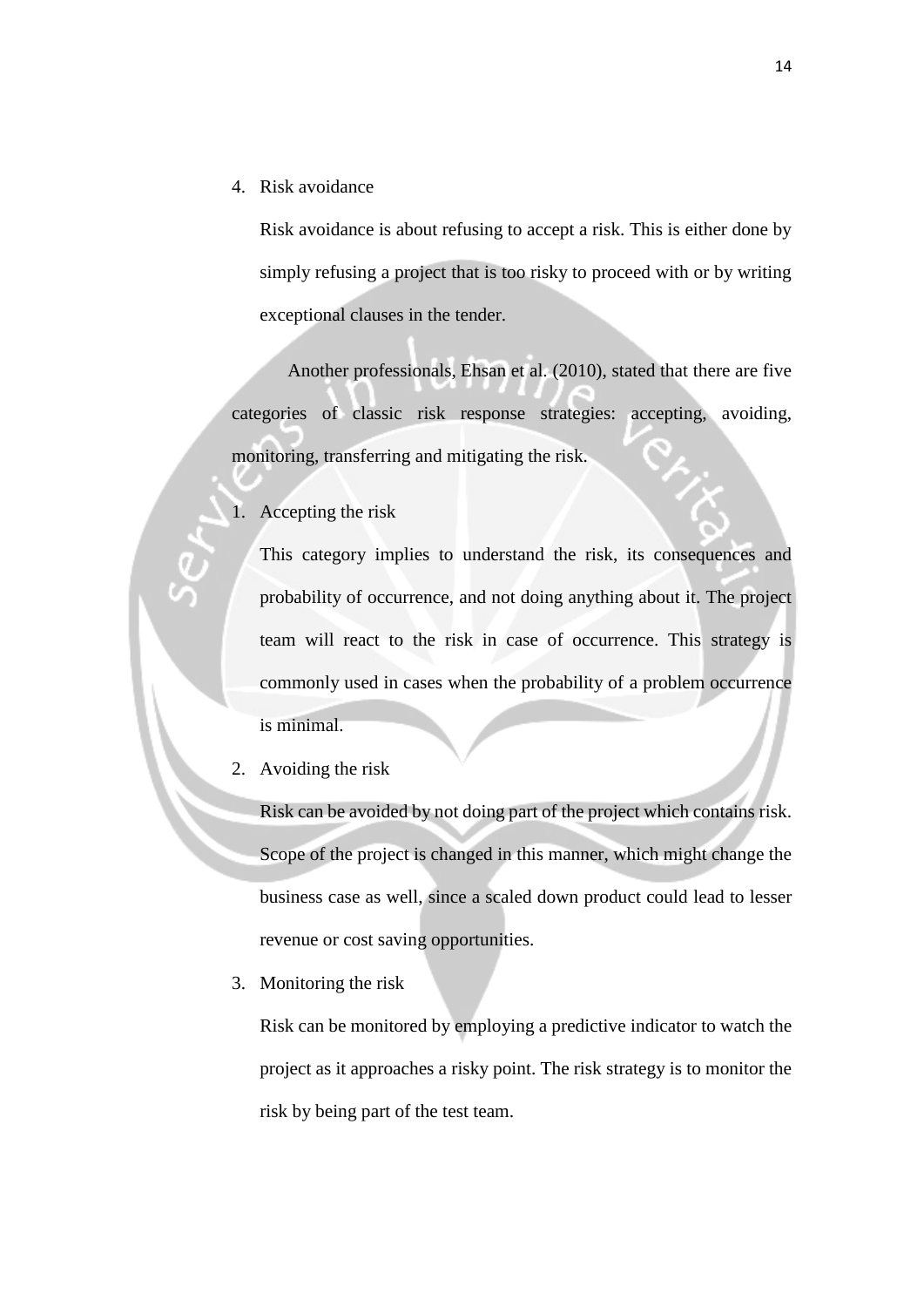4. Risk avoidance

   Risk avoidance is about refusing to accept a risk. This is either done by simply refusing a project that is too risky to proceed with or by writing exceptional clauses in the tender.

Another professionals, Ehsan et al. (2010), stated that there are five categories of classic risk response strategies: accepting, avoiding, monitoring, transferring and mitigating the risk.

1. Accepting the risk

   This category implies to understand the risk, its consequences and probability of occurrence, and not doing anything about it. The project team will react to the risk in case of occurrence. This strategy is commonly used in cases when the probability of a problem occurrence is minimal.

2. Avoiding the risk

   Risk can be avoided by not doing part of the project which contains risk. Scope of the project is changed in this manner, which might change the business case as well, since a scaled down product could lead to lesser revenue or cost saving opportunities.

3. Monitoring the risk

   Risk can be monitored by employing a predictive indicator to watch the project as it approaches a risky point. The risk strategy is to monitor the risk by being part of the test team.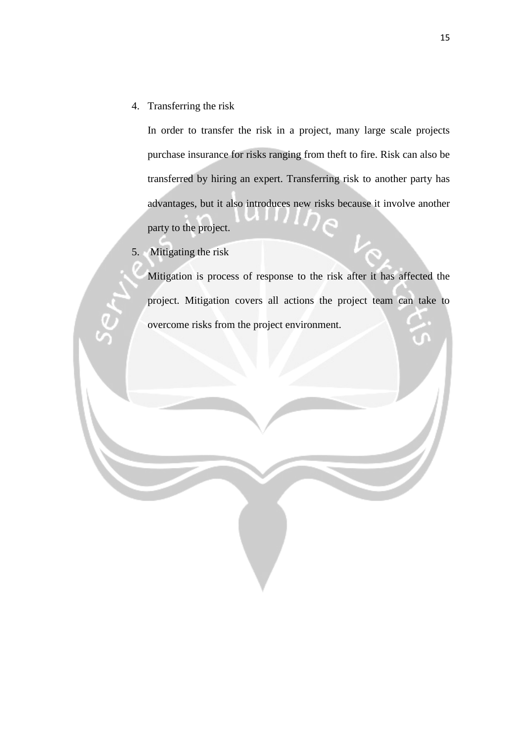4. Transferring the risk

   In order to transfer the risk in a project, many large scale projects purchase insurance for risks ranging from theft to fire. Risk can also be transferred by hiring an expert. Transferring risk to another party has advantages, but it also introduces new risks because it involve another party to the project.

5. Mitigating the risk

   Mitigation is process of response to the risk after it has affected the project. Mitigation covers all actions the project team can take to overcome risks from the project environment.